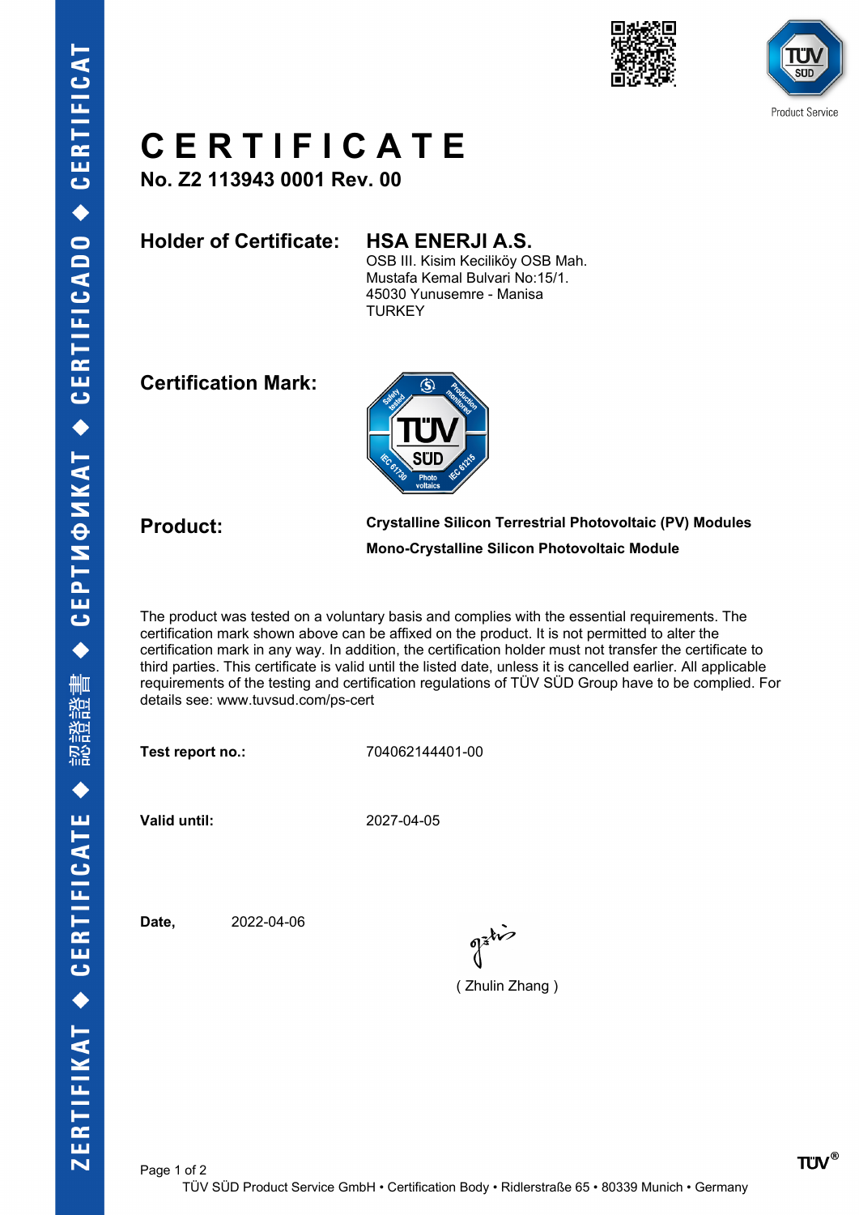# CERTIFICATE

**No. Z2 113943 0001 Rev. 00**

**Holder of Certificate:** **HSA ENERJI A.S.**
OSB III. Kisim Keciliköy OSB Mah.
Mustafa Kemal Bulvari No:15/1.
45030 Yunusemre - Manisa
TURKEY

**Certification Mark:**

**Product:** **Crystalline Silicon Terrestrial Photovoltaic (PV) Modules**

**Mono-Crystalline Silicon Photovoltaic Module**

The product was tested on a voluntary basis and complies with the essential requirements. The certification mark shown above can be affixed on the product. It is not permitted to alter the certification mark in any way. In addition, the certification holder must not transfer the certificate to third parties. This certificate is valid until the listed date, unless it is cancelled earlier. All applicable requirements of the testing and certification regulations of TÜV SÜD Group have to be complied. For details see: www.tuvsud.com/ps-cert

**Test report no.:** 704062144401-00

**Valid until:** 2027-04-05

**Date,** 2022-04-06

( Zhulin Zhang )

TÜV SÜD Product Service GmbH • Certification Body • Ridlerstraße 65 • 80339 Munich • Germany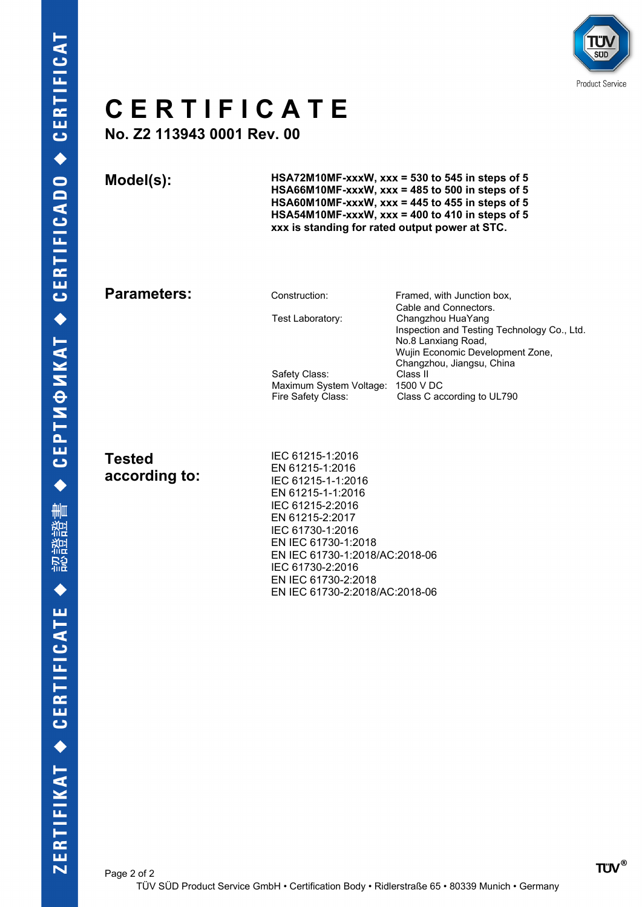# CERTIFICATE

**No. Z2 113943 0001 Rev. 00**

**Model(s):**

**HSA72M10MF-xxxW, xxx = 530 to 545 in steps of 5**
**HSA66M10MF-xxxW, xxx = 485 to 500 in steps of 5**
**HSA60M10MF-xxxW, xxx = 445 to 455 in steps of 5**
**HSA54M10MF-xxxW, xxx = 400 to 410 in steps of 5**
**xxx is standing for rated output power at STC.**

**Parameters:**

| | |
|---|---|
| Construction: | Framed, with Junction box, Cable and Connectors. |
| Test Laboratory: | Changzhou HuaYang Inspection and Testing Technology Co., Ltd. No.8 Lanxiang Road, Wujin Economic Development Zone, Changzhou, Jiangsu, China |
| Safety Class: | Class II |
| Maximum System Voltage: | 1500 V DC |
| Fire Safety Class: | Class C according to UL790 |

**Tested according to:**

IEC 61215-1:2016
EN 61215-1:2016
IEC 61215-1-1:2016
EN 61215-1-1:2016
IEC 61215-2:2016
EN 61215-2:2017
IEC 61730-1:2016
EN IEC 61730-1:2018
EN IEC 61730-1:2018/AC:2018-06
IEC 61730-2:2016
EN IEC 61730-2:2018
EN IEC 61730-2:2018/AC:2018-06

TÜV SÜD Product Service GmbH • Certification Body • Ridlerstraße 65 • 80339 Munich • Germany